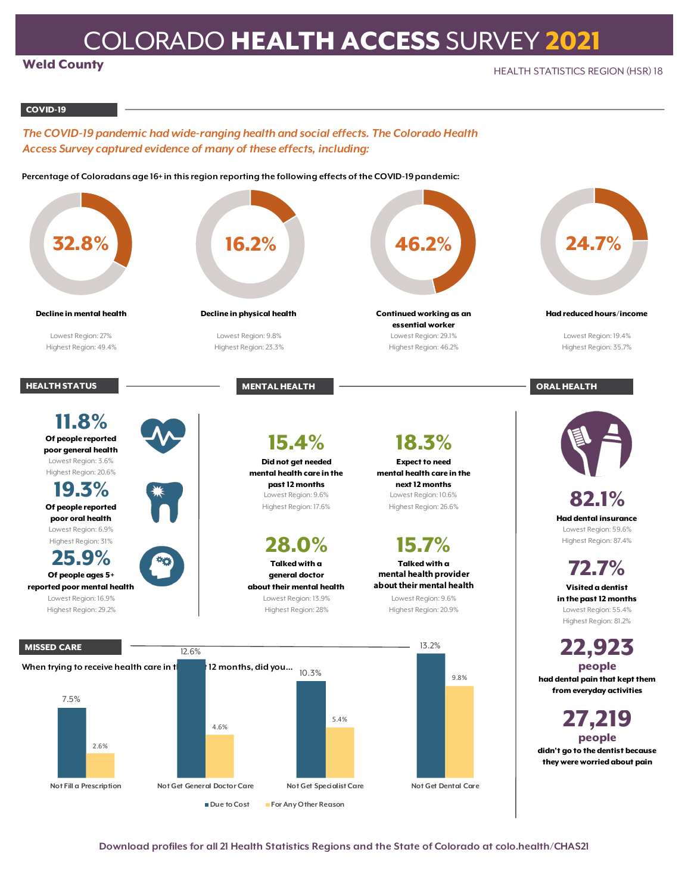# COLORADO HEALTH ACCESS SURVEY 2021

**Weld County**

HEALTH STATISTICS REGION (HSR) 18

## COVID-19

*The COVID-19 pandemic had wide-ranging health and social effects. The Colorado Health Access Survey captured evidence of many of these effects, including:*

**Percentage of Coloradans age 16+ in this region reporting the following effects of the COVID-19 pandemic:**

| Effect | Percentage | Lowest Region | Highest Region |
|---|---|---|---|
| Decline in mental health | 32.8% | 27% | 49.4% |
| Decline in physical health | 16.2% | 9.8% | 23.3% |
| Continued working as an essential worker | 46.2% | 29.1% | 46.2% |
| Had reduced hours/income | 24.7% | 19.4% | 35.7% |

## HEALTH STATUS

**11.8%**
Of people reported poor general health
Lowest Region: 3.6%
Highest Region: 20.6%

**19.3%**
Of people reported poor oral health
Lowest Region: 6.9%
Highest Region: 31%

**25.9%**
Of people ages 5+ reported poor mental health
Lowest Region: 16.9%
Highest Region: 29.2%

## MENTAL HEALTH

**15.4%**
Did not get needed mental health care in the past 12 months
Lowest Region: 9.6%
Highest Region: 17.6%

**18.3%**
Expect to need mental health care in the next 12 months
Lowest Region: 10.6%
Highest Region: 26.6%

**28.0%**
Talked with a general doctor about their mental health
Lowest Region: 13.9%
Highest Region: 28%

**15.7%**
Talked with a mental health provider about their mental health
Lowest Region: 9.6%
Highest Region: 20.9%

## ORAL HEALTH

**82.1%**
Had dental insurance
Lowest Region: 59.6%
Highest Region: 87.4%

**72.7%**
Visited a dentist in the past 12 months
Lowest Region: 55.4%
Highest Region: 81.2%

**22,923 people**
had dental pain that kept them from everyday activities

**27,219 people**
didn't go to the dentist because they were worried about pain

## MISSED CARE

When trying to receive health care in the past 12 months, did you...

| | Due to Cost | For Any Other Reason |
|---|---|---|
| Not Fill a Prescription | 7.5% | 2.6% |
| Not Get General Doctor Care | 12.6% | 4.6% |
| Not Get Specialist Care | 10.3% | 5.4% |
| Not Get Dental Care | 13.2% | 9.8% |

Download profiles for all 21 Health Statistics Regions and the State of Colorado at colo.health/CHAS21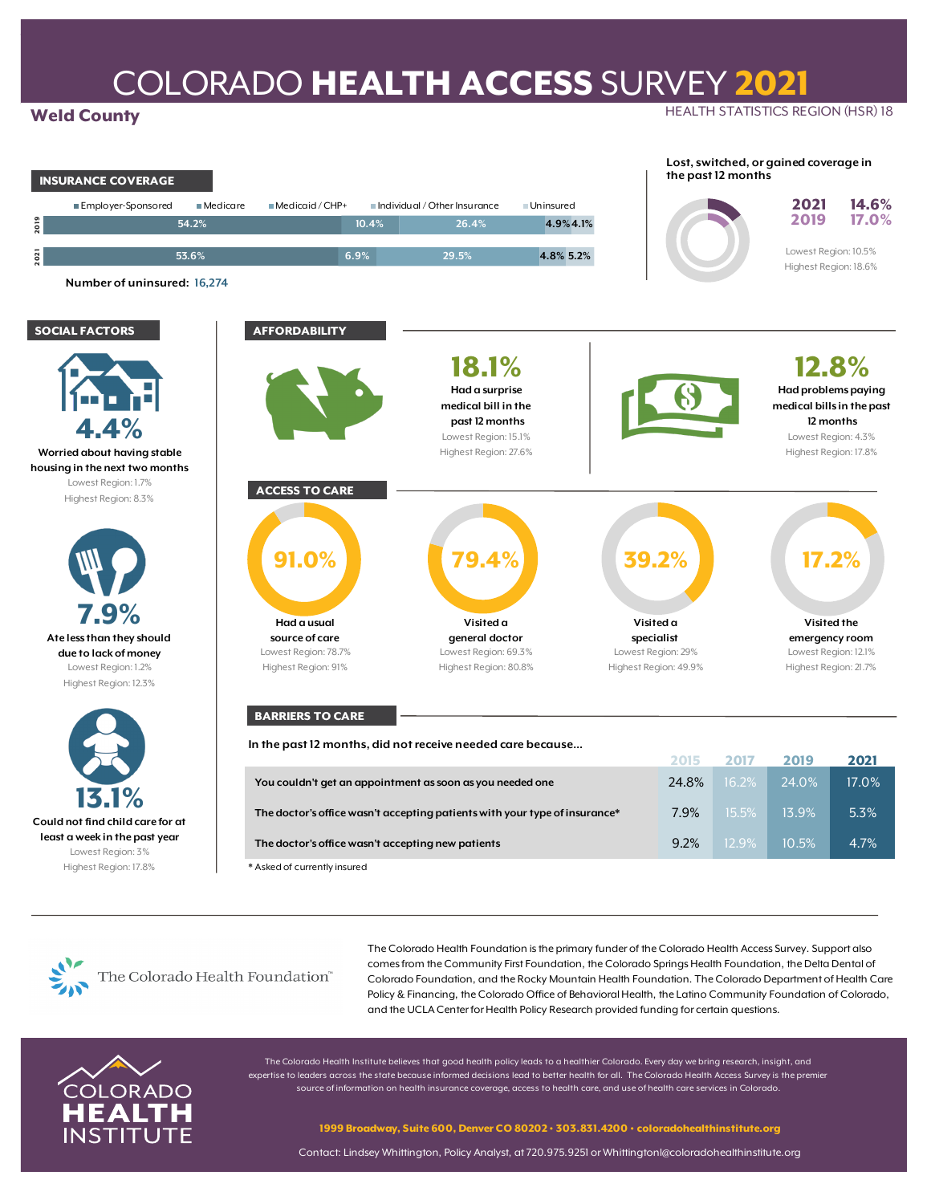# COLORADO HEALTH ACCESS SURVEY 2021

## Weld County

HEALTH STATISTICS REGION (HSR) 18

### INSURANCE COVERAGE

Employer-Sponsored · Medicare · Medicaid / CHP+ · Individual / Other Insurance · Uninsured

2019: 54.2% · 10.4% · 26.4% · 4.9% · 4.1%

2021: 53.6% · 6.9% · 29.5% · 4.8% · 5.2%

Number of uninsured: 16,274

### Lost, switched, or gained coverage in the past 12 months

2021 14.6%

2019 17.0%

Lowest Region: 10.5%

Highest Region: 18.6%

### SOCIAL FACTORS

**4.4%**

Worried about having stable housing in the next two months

Lowest Region: 1.7%

Highest Region: 8.3%

**7.9%**

Ate less than they should due to lack of money

Lowest Region: 1.2%

Highest Region: 12.3%

**13.1%**

Could not find child care for at least a week in the past year

Lowest Region: 3%

Highest Region: 17.8%

### AFFORDABILITY

**18.1%**

Had a surprise medical bill in the past 12 months

Lowest Region: 15.1%

Highest Region: 27.6%

**12.8%**

Had problems paying medical bills in the past 12 months

Lowest Region: 4.3%

Highest Region: 17.8%

### ACCESS TO CARE

**91.0%**

Had a usual source of care

Lowest Region: 78.7%

Highest Region: 91%

**79.4%**

Visited a general doctor

Lowest Region: 69.3%

Highest Region: 80.8%

**39.2%**

Visited a specialist

Lowest Region: 29%

Highest Region: 49.9%

**17.2%**

Visited the emergency room

Lowest Region: 12.1%

Highest Region: 21.7%

### BARRIERS TO CARE

In the past 12 months, did not receive needed care because...

| | 2015 | 2017 | 2019 | 2021 |
|---|---|---|---|---|
| You couldn't get an appointment as soon as you needed one | 24.8% | 16.2% | 24.0% | 17.0% |
| The doctor's office wasn't accepting patients with your type of insurance* | 7.9% | 15.5% | 13.9% | 5.3% |
| The doctor's office wasn't accepting new patients | 9.2% | 12.9% | 10.5% | 4.7% |

\* Asked of currently insured

The Colorado Health Foundation™

The Colorado Health Foundation is the primary funder of the Colorado Health Access Survey. Support also comes from the Community First Foundation, the Colorado Springs Health Foundation, the Delta Dental of Colorado Foundation, and the Rocky Mountain Health Foundation. The Colorado Department of Health Care Policy & Financing, the Colorado Office of Behavioral Health, the Latino Community Foundation of Colorado, and the UCLA Center for Health Policy Research provided funding for certain questions.

COLORADO HEALTH INSTITUTE

The Colorado Health Institute believes that good health policy leads to a healthier Colorado. Every day we bring research, insight, and expertise to leaders across the state because informed decisions lead to better health for all. The Colorado Health Access Survey is the premier source of information on health insurance coverage, access to health care, and use of health care services in Colorado.

1999 Broadway, Suite 600, Denver CO 80202 • 303.831.4200 • coloradohealthinstitute.org

Contact: Lindsey Whittington, Policy Analyst, at 720.975.9251 or Whittingtonl@coloradohealthinstitute.org